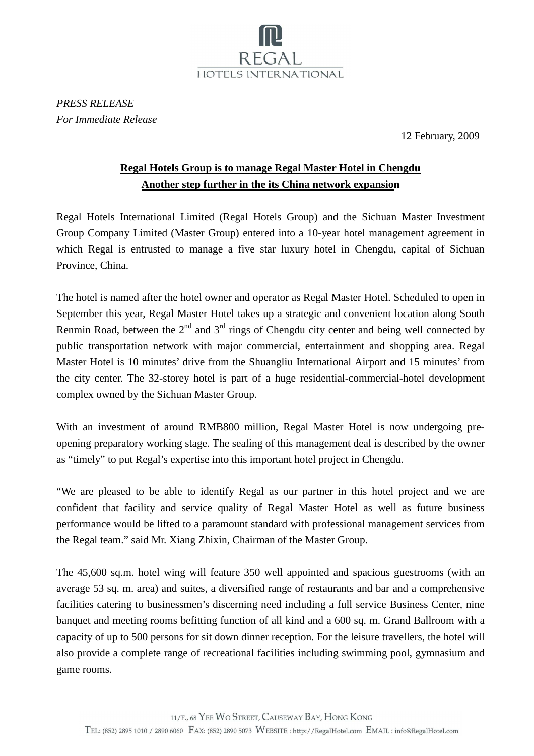*PRESS RELEASE*
*For Immediate Release*

12 February, 2009

**Regal Hotels Group is to manage Regal Master Hotel in Chengdu**
**Another step further in the its China network expansion**

Regal Hotels International Limited (Regal Hotels Group) and the Sichuan Master Investment Group Company Limited (Master Group) entered into a 10-year hotel management agreement in which Regal is entrusted to manage a five star luxury hotel in Chengdu, capital of Sichuan Province, China.

The hotel is named after the hotel owner and operator as Regal Master Hotel. Scheduled to open in September this year, Regal Master Hotel takes up a strategic and convenient location along South Renmin Road, between the 2nd and 3rd rings of Chengdu city center and being well connected by public transportation network with major commercial, entertainment and shopping area. Regal Master Hotel is 10 minutes' drive from the Shuangliu International Airport and 15 minutes' from the city center. The 32-storey hotel is part of a huge residential-commercial-hotel development complex owned by the Sichuan Master Group.

With an investment of around RMB800 million, Regal Master Hotel is now undergoing pre-opening preparatory working stage. The sealing of this management deal is described by the owner as "timely" to put Regal's expertise into this important hotel project in Chengdu.

"We are pleased to be able to identify Regal as our partner in this hotel project and we are confident that facility and service quality of Regal Master Hotel as well as future business performance would be lifted to a paramount standard with professional management services from the Regal team." said Mr. Xiang Zhixin, Chairman of the Master Group.

The 45,600 sq.m. hotel wing will feature 350 well appointed and spacious guestrooms (with an average 53 sq. m. area) and suites, a diversified range of restaurants and bar and a comprehensive facilities catering to businessmen's discerning need including a full service Business Center, nine banquet and meeting rooms befitting function of all kind and a 600 sq. m. Grand Ballroom with a capacity of up to 500 persons for sit down dinner reception. For the leisure travellers, the hotel will also provide a complete range of recreational facilities including swimming pool, gymnasium and game rooms.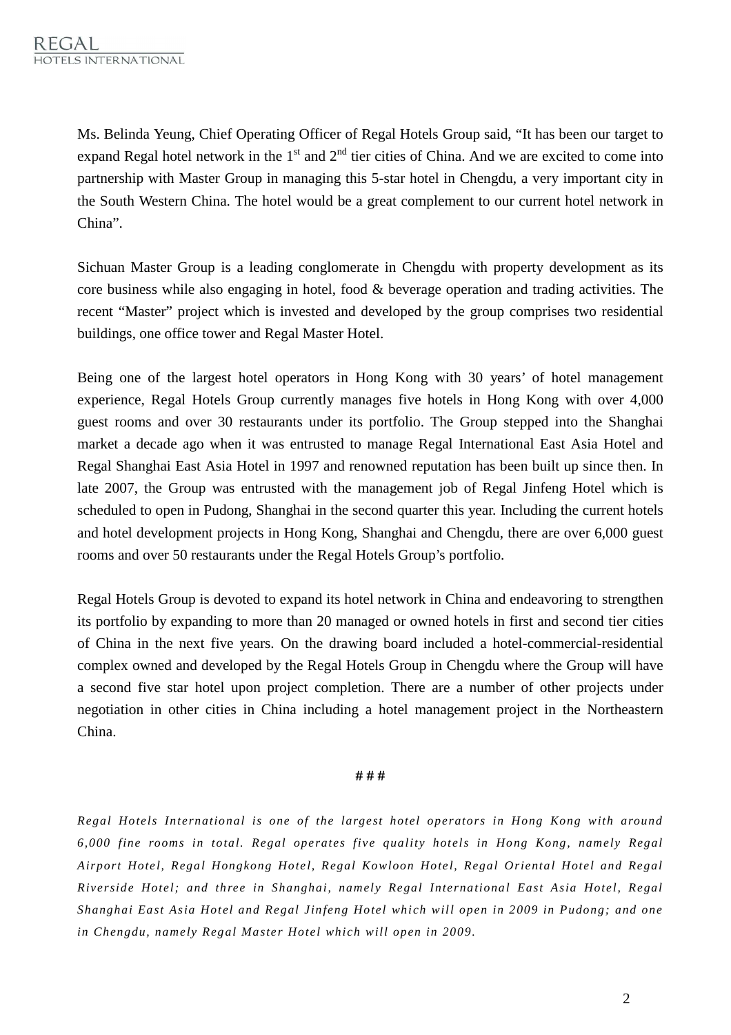Ms. Belinda Yeung, Chief Operating Officer of Regal Hotels Group said, "It has been our target to expand Regal hotel network in the 1st and 2nd tier cities of China. And we are excited to come into partnership with Master Group in managing this 5-star hotel in Chengdu, a very important city in the South Western China. The hotel would be a great complement to our current hotel network in China".

Sichuan Master Group is a leading conglomerate in Chengdu with property development as its core business while also engaging in hotel, food & beverage operation and trading activities. The recent "Master" project which is invested and developed by the group comprises two residential buildings, one office tower and Regal Master Hotel.

Being one of the largest hotel operators in Hong Kong with 30 years' of hotel management experience, Regal Hotels Group currently manages five hotels in Hong Kong with over 4,000 guest rooms and over 30 restaurants under its portfolio. The Group stepped into the Shanghai market a decade ago when it was entrusted to manage Regal International East Asia Hotel and Regal Shanghai East Asia Hotel in 1997 and renowned reputation has been built up since then. In late 2007, the Group was entrusted with the management job of Regal Jinfeng Hotel which is scheduled to open in Pudong, Shanghai in the second quarter this year. Including the current hotels and hotel development projects in Hong Kong, Shanghai and Chengdu, there are over 6,000 guest rooms and over 50 restaurants under the Regal Hotels Group's portfolio.

Regal Hotels Group is devoted to expand its hotel network in China and endeavoring to strengthen its portfolio by expanding to more than 20 managed or owned hotels in first and second tier cities of China in the next five years. On the drawing board included a hotel-commercial-residential complex owned and developed by the Regal Hotels Group in Chengdu where the Group will have a second five star hotel upon project completion. There are a number of other projects under negotiation in other cities in China including a hotel management project in the Northeastern China.

# # #

*Regal Hotels International is one of the largest hotel operators in Hong Kong with around 6,000 fine rooms in total. Regal operates five quality hotels in Hong Kong, namely Regal Airport Hotel, Regal Hongkong Hotel, Regal Kowloon Hotel, Regal Oriental Hotel and Regal Riverside Hotel; and three in Shanghai, namely Regal International East Asia Hotel, Regal Shanghai East Asia Hotel and Regal Jinfeng Hotel which will open in 2009 in Pudong; and one in Chengdu, namely Regal Master Hotel which will open in 2009.*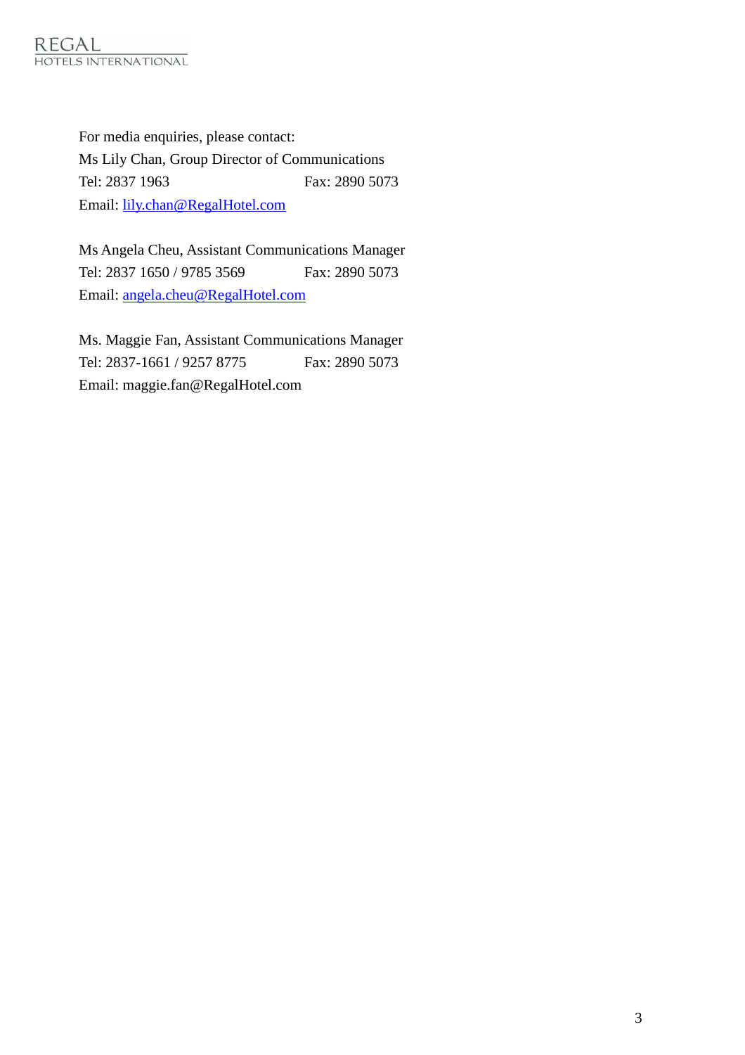For media enquiries, please contact:
Ms Lily Chan, Group Director of Communications
Tel: 2837 1963 Fax: 2890 5073
Email: lily.chan@RegalHotel.com

Ms Angela Cheu, Assistant Communications Manager
Tel: 2837 1650 / 9785 3569 Fax: 2890 5073
Email: angela.cheu@RegalHotel.com

Ms. Maggie Fan, Assistant Communications Manager
Tel: 2837-1661 / 9257 8775 Fax: 2890 5073
Email: maggie.fan@RegalHotel.com